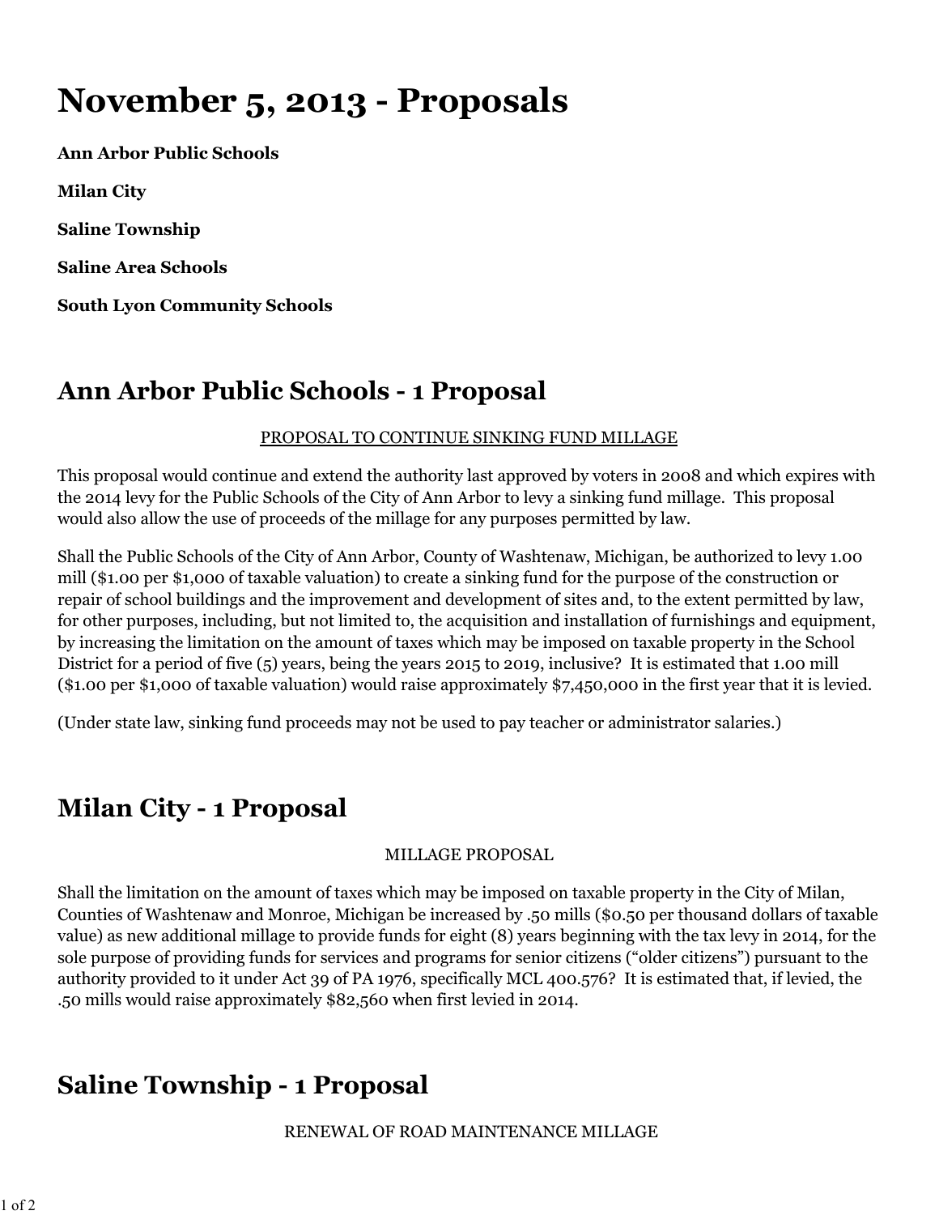# November 5, 2013 - Proposals

**Ann Arbor Public Schools**

**Milan City**

**Saline Township**

**Saline Area Schools**

**South Lyon Community Schools**

## Ann Arbor Public Schools - 1 Proposal

PROPOSAL TO CONTINUE SINKING FUND MILLAGE

This proposal would continue and extend the authority last approved by voters in 2008 and which expires with the 2014 levy for the Public Schools of the City of Ann Arbor to levy a sinking fund millage. This proposal would also allow the use of proceeds of the millage for any purposes permitted by law.

Shall the Public Schools of the City of Ann Arbor, County of Washtenaw, Michigan, be authorized to levy 1.00 mill ($1.00 per $1,000 of taxable valuation) to create a sinking fund for the purpose of the construction or repair of school buildings and the improvement and development of sites and, to the extent permitted by law, for other purposes, including, but not limited to, the acquisition and installation of furnishings and equipment, by increasing the limitation on the amount of taxes which may be imposed on taxable property in the School District for a period of five (5) years, being the years 2015 to 2019, inclusive? It is estimated that 1.00 mill ($1.00 per $1,000 of taxable valuation) would raise approximately $7,450,000 in the first year that it is levied.

(Under state law, sinking fund proceeds may not be used to pay teacher or administrator salaries.)

## Milan City - 1 Proposal

MILLAGE PROPOSAL

Shall the limitation on the amount of taxes which may be imposed on taxable property in the City of Milan, Counties of Washtenaw and Monroe, Michigan be increased by .50 mills ($0.50 per thousand dollars of taxable value) as new additional millage to provide funds for eight (8) years beginning with the tax levy in 2014, for the sole purpose of providing funds for services and programs for senior citizens ("older citizens") pursuant to the authority provided to it under Act 39 of PA 1976, specifically MCL 400.576? It is estimated that, if levied, the .50 mills would raise approximately $82,560 when first levied in 2014.

## Saline Township - 1 Proposal

RENEWAL OF ROAD MAINTENANCE MILLAGE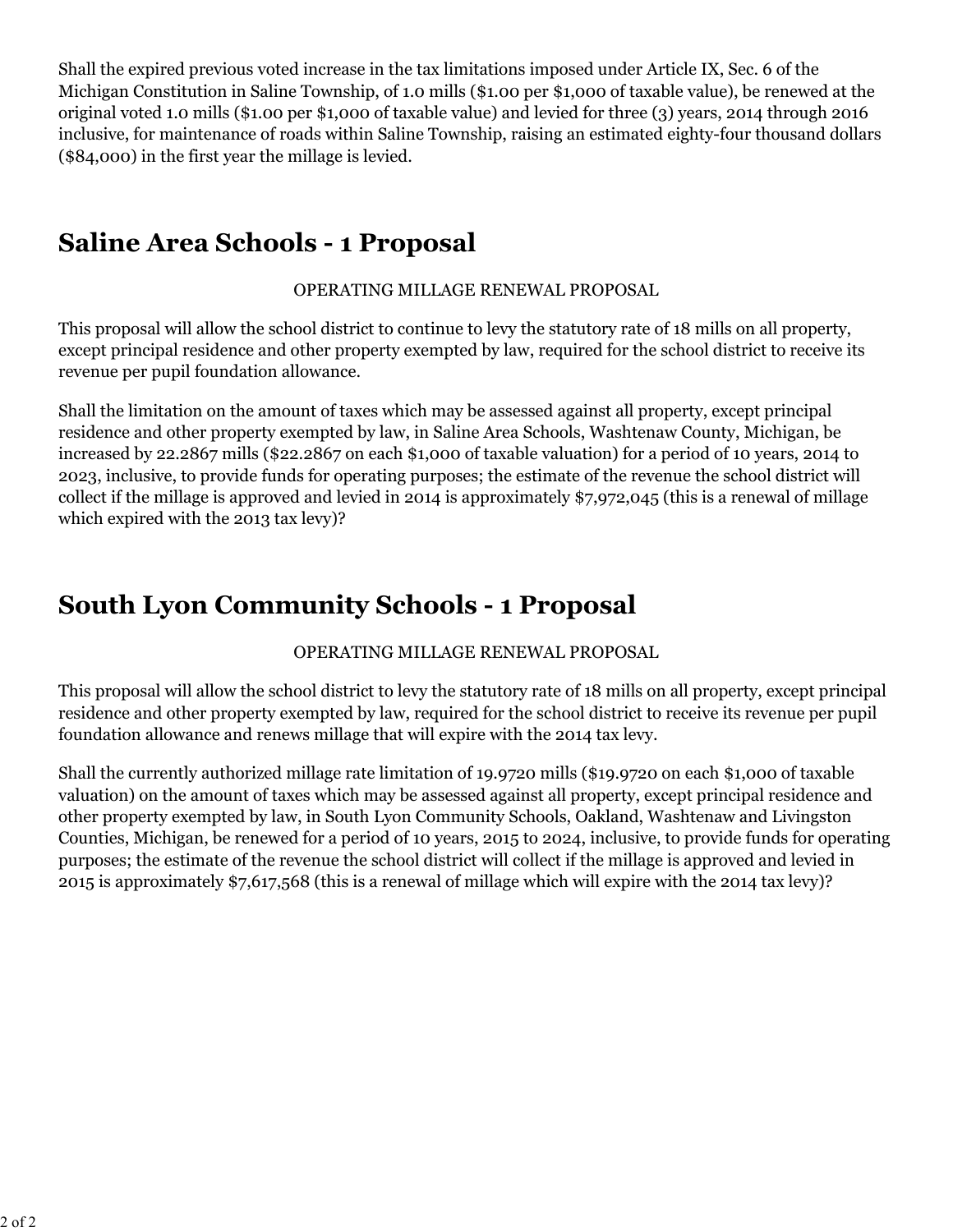Shall the expired previous voted increase in the tax limitations imposed under Article IX, Sec. 6 of the Michigan Constitution in Saline Township, of 1.0 mills ($1.00 per $1,000 of taxable value), be renewed at the original voted 1.0 mills ($1.00 per $1,000 of taxable value) and levied for three (3) years, 2014 through 2016 inclusive, for maintenance of roads within Saline Township, raising an estimated eighty-four thousand dollars ($84,000) in the first year the millage is levied.

## Saline Area Schools - 1 Proposal

OPERATING MILLAGE RENEWAL PROPOSAL

This proposal will allow the school district to continue to levy the statutory rate of 18 mills on all property, except principal residence and other property exempted by law, required for the school district to receive its revenue per pupil foundation allowance.

Shall the limitation on the amount of taxes which may be assessed against all property, except principal residence and other property exempted by law, in Saline Area Schools, Washtenaw County, Michigan, be increased by 22.2867 mills ($22.2867 on each $1,000 of taxable valuation) for a period of 10 years, 2014 to 2023, inclusive, to provide funds for operating purposes; the estimate of the revenue the school district will collect if the millage is approved and levied in 2014 is approximately $7,972,045 (this is a renewal of millage which expired with the 2013 tax levy)?

## South Lyon Community Schools - 1 Proposal

OPERATING MILLAGE RENEWAL PROPOSAL

This proposal will allow the school district to levy the statutory rate of 18 mills on all property, except principal residence and other property exempted by law, required for the school district to receive its revenue per pupil foundation allowance and renews millage that will expire with the 2014 tax levy.

Shall the currently authorized millage rate limitation of 19.9720 mills ($19.9720 on each $1,000 of taxable valuation) on the amount of taxes which may be assessed against all property, except principal residence and other property exempted by law, in South Lyon Community Schools, Oakland, Washtenaw and Livingston Counties, Michigan, be renewed for a period of 10 years, 2015 to 2024, inclusive, to provide funds for operating purposes; the estimate of the revenue the school district will collect if the millage is approved and levied in 2015 is approximately $7,617,568 (this is a renewal of millage which will expire with the 2014 tax levy)?